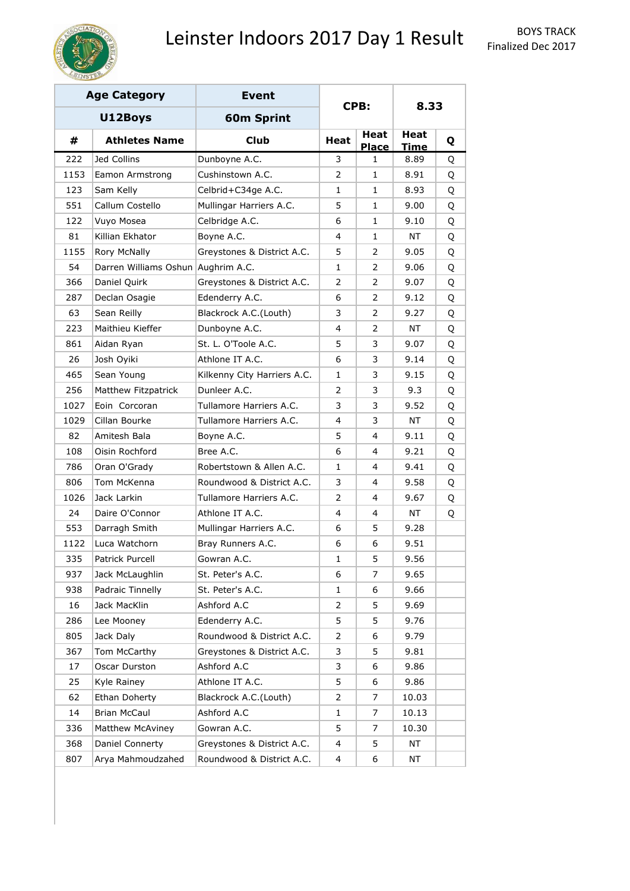# Leinster Indoors 2017 Day 1 Result

BOYS TRACK
Finalized Dec 2017

| Age Category | | Event | CPB: | | 8.33 | |
|---|---|---|---|---|---|---|
| U12Boys | | 60m Sprint | | | | |
| # | Athletes Name | Club | Heat | Heat Place | Heat Time | Q |
| 222 | Jed Collins | Dunboyne A.C. | 3 | 1 | 8.89 | Q |
| 1153 | Eamon Armstrong | Cushinstown A.C. | 2 | 1 | 8.91 | Q |
| 123 | Sam Kelly | Celbrid+C34ge A.C. | 1 | 1 | 8.93 | Q |
| 551 | Callum Costello | Mullingar Harriers A.C. | 5 | 1 | 9.00 | Q |
| 122 | Vuyo Mosea | Celbridge A.C. | 6 | 1 | 9.10 | Q |
| 81 | Killian Ekhator | Boyne A.C. | 4 | 1 | NT | Q |
| 1155 | Rory McNally | Greystones & District A.C. | 5 | 2 | 9.05 | Q |
| 54 | Darren Williams Oshun | Aughrim A.C. | 1 | 2 | 9.06 | Q |
| 366 | Daniel Quirk | Greystones & District A.C. | 2 | 2 | 9.07 | Q |
| 287 | Declan Osagie | Edenderry A.C. | 6 | 2 | 9.12 | Q |
| 63 | Sean Reilly | Blackrock A.C.(Louth) | 3 | 2 | 9.27 | Q |
| 223 | Maithieu Kieffer | Dunboyne A.C. | 4 | 2 | NT | Q |
| 861 | Aidan Ryan | St. L. O'Toole A.C. | 5 | 3 | 9.07 | Q |
| 26 | Josh Oyiki | Athlone IT A.C. | 6 | 3 | 9.14 | Q |
| 465 | Sean Young | Kilkenny City Harriers A.C. | 1 | 3 | 9.15 | Q |
| 256 | Matthew Fitzpatrick | Dunleer A.C. | 2 | 3 | 9.3 | Q |
| 1027 | Eoin Corcoran | Tullamore Harriers A.C. | 3 | 3 | 9.52 | Q |
| 1029 | Cillan Bourke | Tullamore Harriers A.C. | 4 | 3 | NT | Q |
| 82 | Amitesh Bala | Boyne A.C. | 5 | 4 | 9.11 | Q |
| 108 | Oisin Rochford | Bree A.C. | 6 | 4 | 9.21 | Q |
| 786 | Oran O'Grady | Robertstown & Allen A.C. | 1 | 4 | 9.41 | Q |
| 806 | Tom McKenna | Roundwood & District A.C. | 3 | 4 | 9.58 | Q |
| 1026 | Jack Larkin | Tullamore Harriers A.C. | 2 | 4 | 9.67 | Q |
| 24 | Daire O'Connor | Athlone IT A.C. | 4 | 4 | NT | Q |
| 553 | Darragh Smith | Mullingar Harriers A.C. | 6 | 5 | 9.28 | |
| 1122 | Luca Watchorn | Bray Runners A.C. | 6 | 6 | 9.51 | |
| 335 | Patrick Purcell | Gowran A.C. | 1 | 5 | 9.56 | |
| 937 | Jack McLaughlin | St. Peter's A.C. | 6 | 7 | 9.65 | |
| 938 | Padraic Tinnelly | St. Peter's A.C. | 1 | 6 | 9.66 | |
| 16 | Jack MacKlin | Ashford A.C | 2 | 5 | 9.69 | |
| 286 | Lee Mooney | Edenderry A.C. | 5 | 5 | 9.76 | |
| 805 | Jack Daly | Roundwood & District A.C. | 2 | 6 | 9.79 | |
| 367 | Tom McCarthy | Greystones & District A.C. | 3 | 5 | 9.81 | |
| 17 | Oscar Durston | Ashford A.C | 3 | 6 | 9.86 | |
| 25 | Kyle Rainey | Athlone IT A.C. | 5 | 6 | 9.86 | |
| 62 | Ethan Doherty | Blackrock A.C.(Louth) | 2 | 7 | 10.03 | |
| 14 | Brian McCaul | Ashford A.C | 1 | 7 | 10.13 | |
| 336 | Matthew McAviney | Gowran A.C. | 5 | 7 | 10.30 | |
| 368 | Daniel Connerty | Greystones & District A.C. | 4 | 5 | NT | |
| 807 | Arya Mahmoudzahed | Roundwood & District A.C. | 4 | 6 | NT | |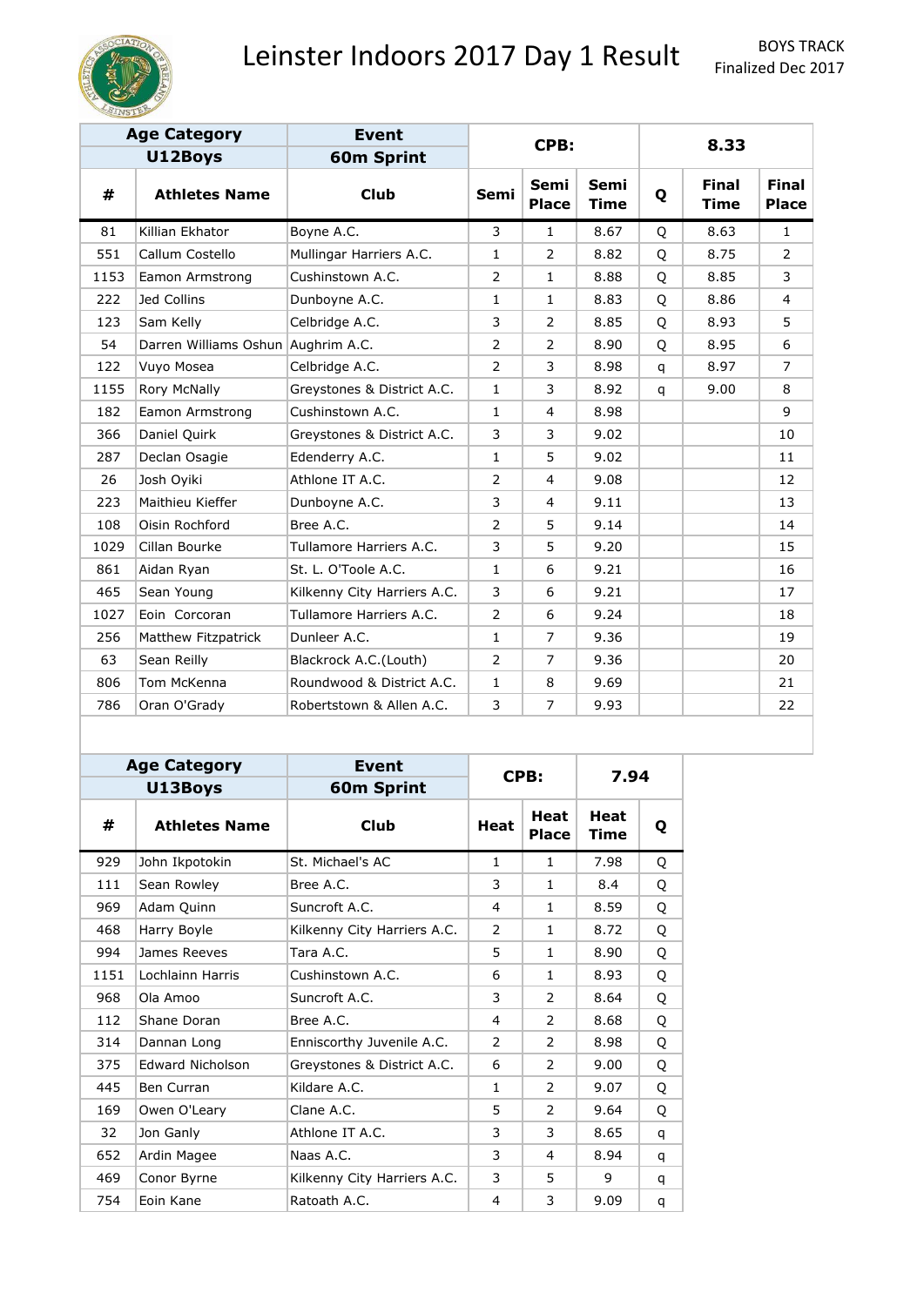# Leinster Indoors 2017 Day 1 Result

BOYS TRACK
Finalized Dec 2017

| Age Category | | Event | CPB: | | | | 8.33 | |
|---|---|---|---|---|---|---|---|---|
| U12Boys | | 60m Sprint | | | | | | |
| # | Athletes Name | Club | Semi | Semi Place | Semi Time | Q | Final Time | Final Place |
| 81 | Killian Ekhator | Boyne A.C. | 3 | 1 | 8.67 | Q | 8.63 | 1 |
| 551 | Callum Costello | Mullingar Harriers A.C. | 1 | 2 | 8.82 | Q | 8.75 | 2 |
| 1153 | Eamon Armstrong | Cushinstown A.C. | 2 | 1 | 8.88 | Q | 8.85 | 3 |
| 222 | Jed Collins | Dunboyne A.C. | 1 | 1 | 8.83 | Q | 8.86 | 4 |
| 123 | Sam Kelly | Celbridge A.C. | 3 | 2 | 8.85 | Q | 8.93 | 5 |
| 54 | Darren Williams Oshun | Aughrim A.C. | 2 | 2 | 8.90 | Q | 8.95 | 6 |
| 122 | Vuyo Mosea | Celbridge A.C. | 2 | 3 | 8.98 | q | 8.97 | 7 |
| 1155 | Rory McNally | Greystones & District A.C. | 1 | 3 | 8.92 | q | 9.00 | 8 |
| 182 | Eamon Armstrong | Cushinstown A.C. | 1 | 4 | 8.98 | | | 9 |
| 366 | Daniel Quirk | Greystones & District A.C. | 3 | 3 | 9.02 | | | 10 |
| 287 | Declan Osagie | Edenderry A.C. | 1 | 5 | 9.02 | | | 11 |
| 26 | Josh Oyiki | Athlone IT A.C. | 2 | 4 | 9.08 | | | 12 |
| 223 | Maithieu Kieffer | Dunboyne A.C. | 3 | 4 | 9.11 | | | 13 |
| 108 | Oisin Rochford | Bree A.C. | 2 | 5 | 9.14 | | | 14 |
| 1029 | Cillan Bourke | Tullamore Harriers A.C. | 3 | 5 | 9.20 | | | 15 |
| 861 | Aidan Ryan | St. L. O'Toole A.C. | 1 | 6 | 9.21 | | | 16 |
| 465 | Sean Young | Kilkenny City Harriers A.C. | 3 | 6 | 9.21 | | | 17 |
| 1027 | Eoin Corcoran | Tullamore Harriers A.C. | 2 | 6 | 9.24 | | | 18 |
| 256 | Matthew Fitzpatrick | Dunleer A.C. | 1 | 7 | 9.36 | | | 19 |
| 63 | Sean Reilly | Blackrock A.C.(Louth) | 2 | 7 | 9.36 | | | 20 |
| 806 | Tom McKenna | Roundwood & District A.C. | 1 | 8 | 9.69 | | | 21 |
| 786 | Oran O'Grady | Robertstown & Allen A.C. | 3 | 7 | 9.93 | | | 22 |

| Age Category | | Event | CPB: | | 7.94 | |
|---|---|---|---|---|---|---|
| U13Boys | | 60m Sprint | | | | |
| # | Athletes Name | Club | Heat | Heat Place | Heat Time | Q |
| 929 | John Ikpotokin | St. Michael's AC | 1 | 1 | 7.98 | Q |
| 111 | Sean Rowley | Bree A.C. | 3 | 1 | 8.4 | Q |
| 969 | Adam Quinn | Suncroft A.C. | 4 | 1 | 8.59 | Q |
| 468 | Harry Boyle | Kilkenny City Harriers A.C. | 2 | 1 | 8.72 | Q |
| 994 | James Reeves | Tara A.C. | 5 | 1 | 8.90 | Q |
| 1151 | Lochlainn Harris | Cushinstown A.C. | 6 | 1 | 8.93 | Q |
| 968 | Ola Amoo | Suncroft A.C. | 3 | 2 | 8.64 | Q |
| 112 | Shane Doran | Bree A.C. | 4 | 2 | 8.68 | Q |
| 314 | Dannan Long | Enniscorthy Juvenile A.C. | 2 | 2 | 8.98 | Q |
| 375 | Edward Nicholson | Greystones & District A.C. | 6 | 2 | 9.00 | Q |
| 445 | Ben Curran | Kildare A.C. | 1 | 2 | 9.07 | Q |
| 169 | Owen O'Leary | Clane A.C. | 5 | 2 | 9.64 | Q |
| 32 | Jon Ganly | Athlone IT A.C. | 3 | 3 | 8.65 | q |
| 652 | Ardin Magee | Naas A.C. | 3 | 4 | 8.94 | q |
| 469 | Conor Byrne | Kilkenny City Harriers A.C. | 3 | 5 | 9 | q |
| 754 | Eoin Kane | Ratoath A.C. | 4 | 3 | 9.09 | q |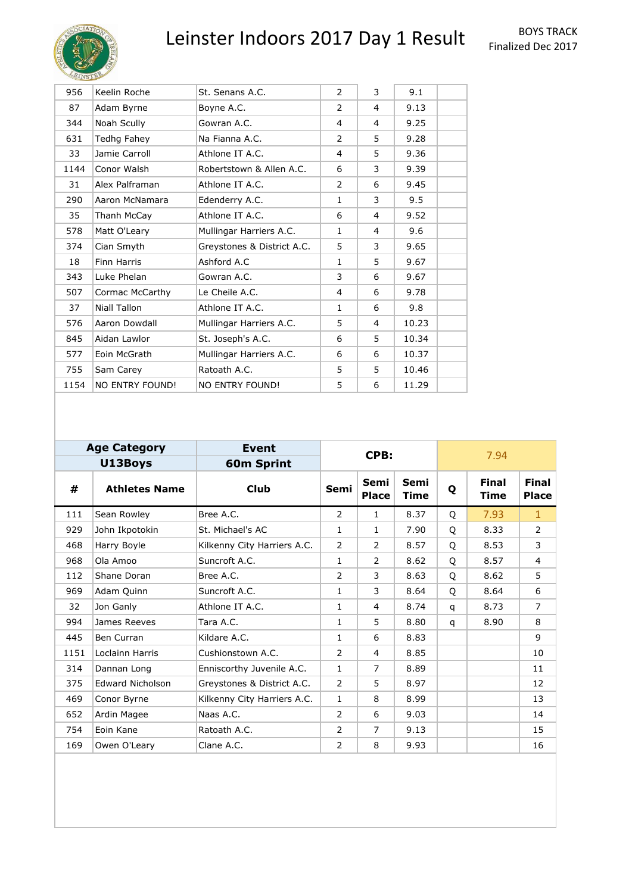# Leinster Indoors 2017 Day 1 Result

BOYS TRACK
Finalized Dec 2017

| | | | | | | | | |
|---|---|---|---|---|---|---|---|---|
| 956 | Keelin Roche | St. Senans A.C. | 2 | 3 | 9.1 | | | |
| 87 | Adam Byrne | Boyne A.C. | 2 | 4 | 9.13 | | | |
| 344 | Noah Scully | Gowran A.C. | 4 | 4 | 9.25 | | | |
| 631 | Tedhg Fahey | Na Fianna A.C. | 2 | 5 | 9.28 | | | |
| 33 | Jamie Carroll | Athlone IT A.C. | 4 | 5 | 9.36 | | | |
| 1144 | Conor Walsh | Robertstown & Allen A.C. | 6 | 3 | 9.39 | | | |
| 31 | Alex Palframan | Athlone IT A.C. | 2 | 6 | 9.45 | | | |
| 290 | Aaron McNamara | Edenderry A.C. | 1 | 3 | 9.5 | | | |
| 35 | Thanh McCay | Athlone IT A.C. | 6 | 4 | 9.52 | | | |
| 578 | Matt O'Leary | Mullingar Harriers A.C. | 1 | 4 | 9.6 | | | |
| 374 | Cian Smyth | Greystones & District A.C. | 5 | 3 | 9.65 | | | |
| 18 | Finn Harris | Ashford A.C | 1 | 5 | 9.67 | | | |
| 343 | Luke Phelan | Gowran A.C. | 3 | 6 | 9.67 | | | |
| 507 | Cormac McCarthy | Le Cheile A.C. | 4 | 6 | 9.78 | | | |
| 37 | Niall Tallon | Athlone IT A.C. | 1 | 6 | 9.8 | | | |
| 576 | Aaron Dowdall | Mullingar Harriers A.C. | 5 | 4 | 10.23 | | | |
| 845 | Aidan Lawlor | St. Joseph's A.C. | 6 | 5 | 10.34 | | | |
| 577 | Eoin McGrath | Mullingar Harriers A.C. | 6 | 6 | 10.37 | | | |
| 755 | Sam Carey | Ratoath A.C. | 5 | 5 | 10.46 | | | |
| 1154 | NO ENTRY FOUND! | NO ENTRY FOUND! | 5 | 6 | 11.29 | | | |

| | Age Category | Event | CPB: | | | 7.94 | | |
|---|---|---|---|---|---|---|---|---|
| | U13Boys | 60m Sprint | | | | | | |
| # | Athletes Name | Club | Semi | Semi Place | Semi Time | Q | Final Time | Final Place |
| 111 | Sean Rowley | Bree A.C. | 2 | 1 | 8.37 | Q | 7.93 | 1 |
| 929 | John Ikpotokin | St. Michael's AC | 1 | 1 | 7.90 | Q | 8.33 | 2 |
| 468 | Harry Boyle | Kilkenny City Harriers A.C. | 2 | 2 | 8.57 | Q | 8.53 | 3 |
| 968 | Ola Amoo | Suncroft A.C. | 1 | 2 | 8.62 | Q | 8.57 | 4 |
| 112 | Shane Doran | Bree A.C. | 2 | 3 | 8.63 | Q | 8.62 | 5 |
| 969 | Adam Quinn | Suncroft A.C. | 1 | 3 | 8.64 | Q | 8.64 | 6 |
| 32 | Jon Ganly | Athlone IT A.C. | 1 | 4 | 8.74 | q | 8.73 | 7 |
| 994 | James Reeves | Tara A.C. | 1 | 5 | 8.80 | q | 8.90 | 8 |
| 445 | Ben Curran | Kildare A.C. | 1 | 6 | 8.83 | | | 9 |
| 1151 | Loclainn Harris | Cushionstown A.C. | 2 | 4 | 8.85 | | | 10 |
| 314 | Dannan Long | Enniscorthy Juvenile A.C. | 1 | 7 | 8.89 | | | 11 |
| 375 | Edward Nicholson | Greystones & District A.C. | 2 | 5 | 8.97 | | | 12 |
| 469 | Conor Byrne | Kilkenny City Harriers A.C. | 1 | 8 | 8.99 | | | 13 |
| 652 | Ardin Magee | Naas A.C. | 2 | 6 | 9.03 | | | 14 |
| 754 | Eoin Kane | Ratoath A.C. | 2 | 7 | 9.13 | | | 15 |
| 169 | Owen O'Leary | Clane A.C. | 2 | 8 | 9.93 | | | 16 |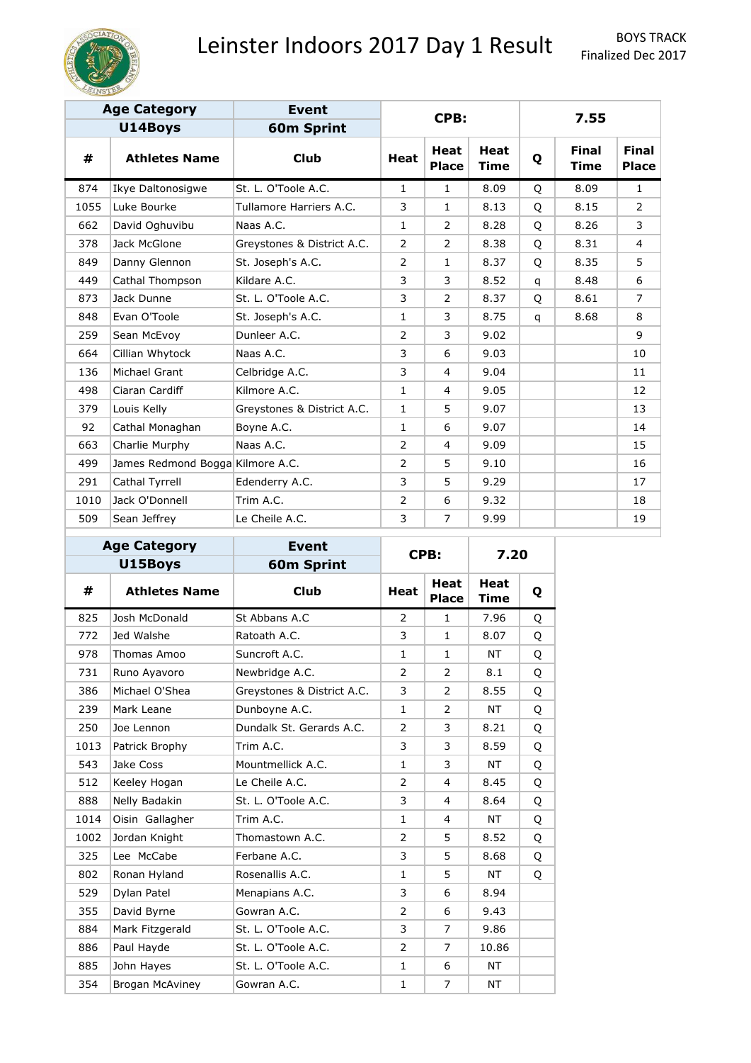# Leinster Indoors 2017 Day 1 Result

BOYS TRACK
Finalized Dec 2017

| Age Category | | Event | CPB: | | | 7.55 | | |
|---|---|---|---|---|---|---|---|---|
| U14Boys | | 60m Sprint | | | | | | |
| # | Athletes Name | Club | Heat | Heat Place | Heat Time | Q | Final Time | Final Place |
| 874 | Ikye Daltonosigwe | St. L. O'Toole A.C. | 1 | 1 | 8.09 | Q | 8.09 | 1 |
| 1055 | Luke Bourke | Tullamore Harriers A.C. | 3 | 1 | 8.13 | Q | 8.15 | 2 |
| 662 | David Oghuvibu | Naas A.C. | 1 | 2 | 8.28 | Q | 8.26 | 3 |
| 378 | Jack McGlone | Greystones & District A.C. | 2 | 2 | 8.38 | Q | 8.31 | 4 |
| 849 | Danny Glennon | St. Joseph's A.C. | 2 | 1 | 8.37 | Q | 8.35 | 5 |
| 449 | Cathal Thompson | Kildare A.C. | 3 | 3 | 8.52 | q | 8.48 | 6 |
| 873 | Jack Dunne | St. L. O'Toole A.C. | 3 | 2 | 8.37 | Q | 8.61 | 7 |
| 848 | Evan O'Toole | St. Joseph's A.C. | 1 | 3 | 8.75 | q | 8.68 | 8 |
| 259 | Sean McEvoy | Dunleer A.C. | 2 | 3 | 9.02 | | | 9 |
| 664 | Cillian Whytock | Naas A.C. | 3 | 6 | 9.03 | | | 10 |
| 136 | Michael Grant | Celbridge A.C. | 3 | 4 | 9.04 | | | 11 |
| 498 | Ciaran Cardiff | Kilmore A.C. | 1 | 4 | 9.05 | | | 12 |
| 379 | Louis Kelly | Greystones & District A.C. | 1 | 5 | 9.07 | | | 13 |
| 92 | Cathal Monaghan | Boyne A.C. | 1 | 6 | 9.07 | | | 14 |
| 663 | Charlie Murphy | Naas A.C. | 2 | 4 | 9.09 | | | 15 |
| 499 | James Redmond Bogga | Kilmore A.C. | 2 | 5 | 9.10 | | | 16 |
| 291 | Cathal Tyrrell | Edenderry A.C. | 3 | 5 | 9.29 | | | 17 |
| 1010 | Jack O'Donnell | Trim A.C. | 2 | 6 | 9.32 | | | 18 |
| 509 | Sean Jeffrey | Le Cheile A.C. | 3 | 7 | 9.99 | | | 19 |

| Age Category | | Event | CPB: | | 7.20 | |
|---|---|---|---|---|---|---|
| U15Boys | | 60m Sprint | | | | |
| # | Athletes Name | Club | Heat | Heat Place | Heat Time | Q |
| 825 | Josh McDonald | St Abbans A.C | 2 | 1 | 7.96 | Q |
| 772 | Jed Walshe | Ratoath A.C. | 3 | 1 | 8.07 | Q |
| 978 | Thomas Amoo | Suncroft A.C. | 1 | 1 | NT | Q |
| 731 | Runo Ayavoro | Newbridge A.C. | 2 | 2 | 8.1 | Q |
| 386 | Michael O'Shea | Greystones & District A.C. | 3 | 2 | 8.55 | Q |
| 239 | Mark Leane | Dunboyne A.C. | 1 | 2 | NT | Q |
| 250 | Joe Lennon | Dundalk St. Gerards A.C. | 2 | 3 | 8.21 | Q |
| 1013 | Patrick Brophy | Trim A.C. | 3 | 3 | 8.59 | Q |
| 543 | Jake Coss | Mountmellick A.C. | 1 | 3 | NT | Q |
| 512 | Keeley Hogan | Le Cheile A.C. | 2 | 4 | 8.45 | Q |
| 888 | Nelly Badakin | St. L. O'Toole A.C. | 3 | 4 | 8.64 | Q |
| 1014 | Oisin Gallagher | Trim A.C. | 1 | 4 | NT | Q |
| 1002 | Jordan Knight | Thomastown A.C. | 2 | 5 | 8.52 | Q |
| 325 | Lee McCabe | Ferbane A.C. | 3 | 5 | 8.68 | Q |
| 802 | Ronan Hyland | Rosenallis A.C. | 1 | 5 | NT | Q |
| 529 | Dylan Patel | Menapians A.C. | 3 | 6 | 8.94 | |
| 355 | David Byrne | Gowran A.C. | 2 | 6 | 9.43 | |
| 884 | Mark Fitzgerald | St. L. O'Toole A.C. | 3 | 7 | 9.86 | |
| 886 | Paul Hayde | St. L. O'Toole A.C. | 2 | 7 | 10.86 | |
| 885 | John Hayes | St. L. O'Toole A.C. | 1 | 6 | NT | |
| 354 | Brogan McAviney | Gowran A.C. | 1 | 7 | NT | |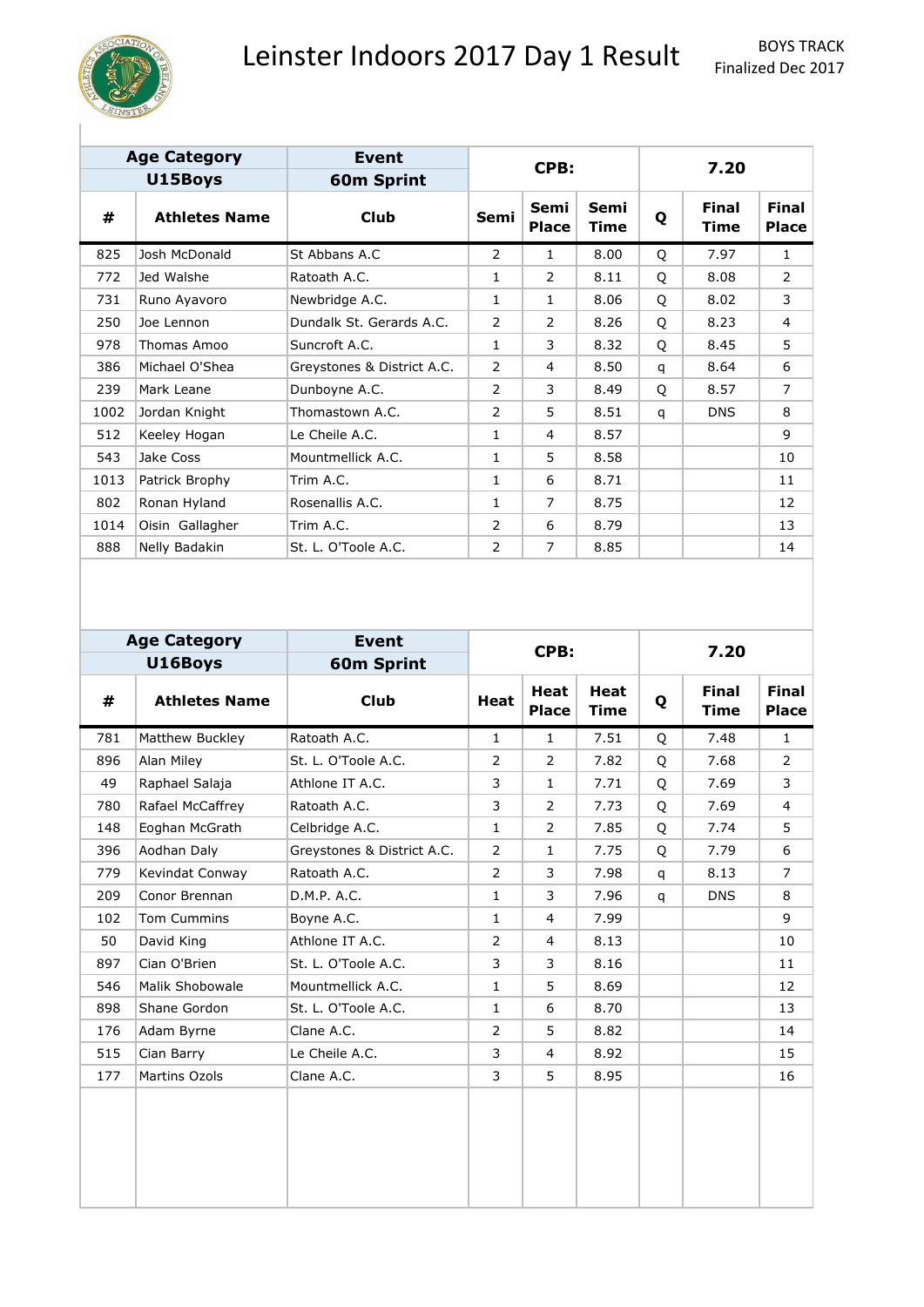# Leinster Indoors 2017 Day 1 Result

BOYS TRACK
Finalized Dec 2017

| Age Category | Event | CPB: | | | 7.20 | | |
|---|---|---|---|---|---|---|---|
| U15Boys | 60m Sprint | | | | | | |

| # | Athletes Name | Club | Semi | Semi Place | Semi Time | Q | Final Time | Final Place |
|---|---|---|---|---|---|---|---|---|
| 825 | Josh McDonald | St Abbans A.C | 2 | 1 | 8.00 | Q | 7.97 | 1 |
| 772 | Jed Walshe | Ratoath A.C. | 1 | 2 | 8.11 | Q | 8.08 | 2 |
| 731 | Runo Ayavoro | Newbridge A.C. | 1 | 1 | 8.06 | Q | 8.02 | 3 |
| 250 | Joe Lennon | Dundalk St. Gerards A.C. | 2 | 2 | 8.26 | Q | 8.23 | 4 |
| 978 | Thomas Amoo | Suncroft A.C. | 1 | 3 | 8.32 | Q | 8.45 | 5 |
| 386 | Michael O'Shea | Greystones & District A.C. | 2 | 4 | 8.50 | q | 8.64 | 6 |
| 239 | Mark Leane | Dunboyne A.C. | 2 | 3 | 8.49 | Q | 8.57 | 7 |
| 1002 | Jordan Knight | Thomastown A.C. | 2 | 5 | 8.51 | q | DNS | 8 |
| 512 | Keeley Hogan | Le Cheile A.C. | 1 | 4 | 8.57 | | | 9 |
| 543 | Jake Coss | Mountmellick A.C. | 1 | 5 | 8.58 | | | 10 |
| 1013 | Patrick Brophy | Trim A.C. | 1 | 6 | 8.71 | | | 11 |
| 802 | Ronan Hyland | Rosenallis A.C. | 1 | 7 | 8.75 | | | 12 |
| 1014 | Oisin Gallagher | Trim A.C. | 2 | 6 | 8.79 | | | 13 |
| 888 | Nelly Badakin | St. L. O'Toole A.C. | 2 | 7 | 8.85 | | | 14 |

| Age Category | Event | CPB: | | | 7.20 | | |
|---|---|---|---|---|---|---|---|
| U16Boys | 60m Sprint | | | | | | |

| # | Athletes Name | Club | Heat | Heat Place | Heat Time | Q | Final Time | Final Place |
|---|---|---|---|---|---|---|---|---|
| 781 | Matthew Buckley | Ratoath A.C. | 1 | 1 | 7.51 | Q | 7.48 | 1 |
| 896 | Alan Miley | St. L. O'Toole A.C. | 2 | 2 | 7.82 | Q | 7.68 | 2 |
| 49 | Raphael Salaja | Athlone IT A.C. | 3 | 1 | 7.71 | Q | 7.69 | 3 |
| 780 | Rafael McCaffrey | Ratoath A.C. | 3 | 2 | 7.73 | Q | 7.69 | 4 |
| 148 | Eoghan McGrath | Celbridge A.C. | 1 | 2 | 7.85 | Q | 7.74 | 5 |
| 396 | Aodhan Daly | Greystones & District A.C. | 2 | 1 | 7.75 | Q | 7.79 | 6 |
| 779 | Kevindat Conway | Ratoath A.C. | 2 | 3 | 7.98 | q | 8.13 | 7 |
| 209 | Conor Brennan | D.M.P. A.C. | 1 | 3 | 7.96 | q | DNS | 8 |
| 102 | Tom Cummins | Boyne A.C. | 1 | 4 | 7.99 | | | 9 |
| 50 | David King | Athlone IT A.C. | 2 | 4 | 8.13 | | | 10 |
| 897 | Cian O'Brien | St. L. O'Toole A.C. | 3 | 3 | 8.16 | | | 11 |
| 546 | Malik Shobowale | Mountmellick A.C. | 1 | 5 | 8.69 | | | 12 |
| 898 | Shane Gordon | St. L. O'Toole A.C. | 1 | 6 | 8.70 | | | 13 |
| 176 | Adam Byrne | Clane A.C. | 2 | 5 | 8.82 | | | 14 |
| 515 | Cian Barry | Le Cheile A.C. | 3 | 4 | 8.92 | | | 15 |
| 177 | Martins Ozols | Clane A.C. | 3 | 5 | 8.95 | | | 16 |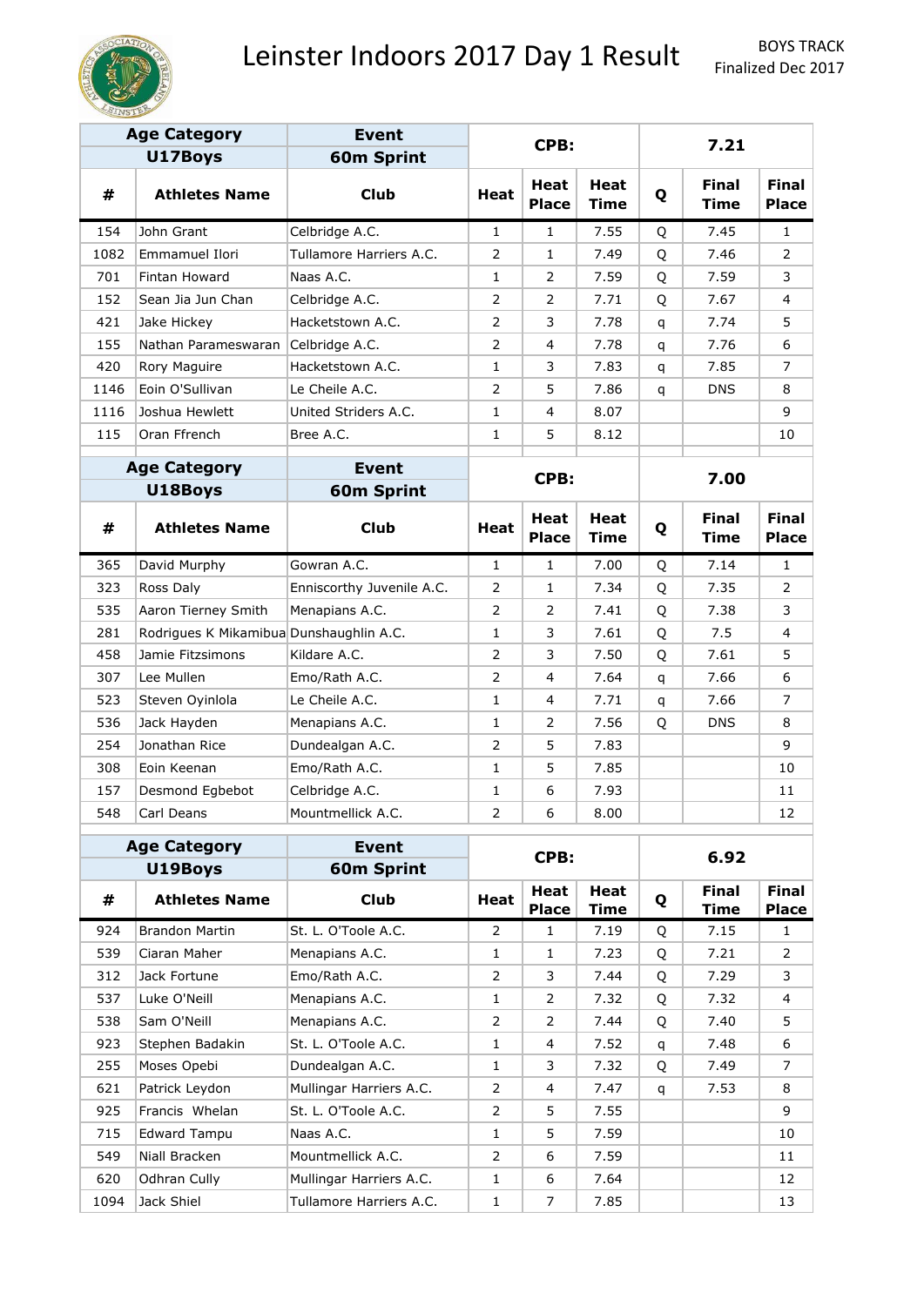# Leinster Indoors 2017 Day 1 Result

BOYS TRACK
Finalized Dec 2017

| Age Category | Event | CPB: | | | 7.21 | | |
|---|---|---|---|---|---|---|---|
| U17Boys | 60m Sprint | | | | | | |

| # | Athletes Name | Club | Heat | Heat Place | Heat Time | Q | Final Time | Final Place |
|---|---|---|---|---|---|---|---|---|
| 154 | John Grant | Celbridge A.C. | 1 | 1 | 7.55 | Q | 7.45 | 1 |
| 1082 | Emmamuel Ilori | Tullamore Harriers A.C. | 2 | 1 | 7.49 | Q | 7.46 | 2 |
| 701 | Fintan Howard | Naas A.C. | 1 | 2 | 7.59 | Q | 7.59 | 3 |
| 152 | Sean Jia Jun Chan | Celbridge A.C. | 2 | 2 | 7.71 | Q | 7.67 | 4 |
| 421 | Jake Hickey | Hacketstown A.C. | 2 | 3 | 7.78 | q | 7.74 | 5 |
| 155 | Nathan Parameswaran | Celbridge A.C. | 2 | 4 | 7.78 | q | 7.76 | 6 |
| 420 | Rory Maguire | Hacketstown A.C. | 1 | 3 | 7.83 | q | 7.85 | 7 |
| 1146 | Eoin O'Sullivan | Le Cheile A.C. | 2 | 5 | 7.86 | q | DNS | 8 |
| 1116 | Joshua Hewlett | United Striders A.C. | 1 | 4 | 8.07 | | | 9 |
| 115 | Oran Ffrench | Bree A.C. | 1 | 5 | 8.12 | | | 10 |

| Age Category | Event | CPB: | | | 7.00 | | |
|---|---|---|---|---|---|---|---|
| U18Boys | 60m Sprint | | | | | | |

| # | Athletes Name | Club | Heat | Heat Place | Heat Time | Q | Final Time | Final Place |
|---|---|---|---|---|---|---|---|---|
| 365 | David Murphy | Gowran A.C. | 1 | 1 | 7.00 | Q | 7.14 | 1 |
| 323 | Ross Daly | Enniscorthy Juvenile A.C. | 2 | 1 | 7.34 | Q | 7.35 | 2 |
| 535 | Aaron Tierney Smith | Menapians A.C. | 2 | 2 | 7.41 | Q | 7.38 | 3 |
| 281 | Rodrigues K Mikamibua | Dunshaughlin A.C. | 1 | 3 | 7.61 | Q | 7.5 | 4 |
| 458 | Jamie Fitzsimons | Kildare A.C. | 2 | 3 | 7.50 | Q | 7.61 | 5 |
| 307 | Lee Mullen | Emo/Rath A.C. | 2 | 4 | 7.64 | q | 7.66 | 6 |
| 523 | Steven Oyinlola | Le Cheile A.C. | 1 | 4 | 7.71 | q | 7.66 | 7 |
| 536 | Jack Hayden | Menapians A.C. | 1 | 2 | 7.56 | Q | DNS | 8 |
| 254 | Jonathan Rice | Dundealgan A.C. | 2 | 5 | 7.83 | | | 9 |
| 308 | Eoin Keenan | Emo/Rath A.C. | 1 | 5 | 7.85 | | | 10 |
| 157 | Desmond Egbebot | Celbridge A.C. | 1 | 6 | 7.93 | | | 11 |
| 548 | Carl Deans | Mountmellick A.C. | 2 | 6 | 8.00 | | | 12 |

| Age Category | Event | CPB: | | | 6.92 | | |
|---|---|---|---|---|---|---|---|
| U19Boys | 60m Sprint | | | | | | |

| # | Athletes Name | Club | Heat | Heat Place | Heat Time | Q | Final Time | Final Place |
|---|---|---|---|---|---|---|---|---|
| 924 | Brandon Martin | St. L. O'Toole A.C. | 2 | 1 | 7.19 | Q | 7.15 | 1 |
| 539 | Ciaran Maher | Menapians A.C. | 1 | 1 | 7.23 | Q | 7.21 | 2 |
| 312 | Jack Fortune | Emo/Rath A.C. | 2 | 3 | 7.44 | Q | 7.29 | 3 |
| 537 | Luke O'Neill | Menapians A.C. | 1 | 2 | 7.32 | Q | 7.32 | 4 |
| 538 | Sam O'Neill | Menapians A.C. | 2 | 2 | 7.44 | Q | 7.40 | 5 |
| 923 | Stephen Badakin | St. L. O'Toole A.C. | 1 | 4 | 7.52 | q | 7.48 | 6 |
| 255 | Moses Opebi | Dundealgan A.C. | 1 | 3 | 7.32 | Q | 7.49 | 7 |
| 621 | Patrick Leydon | Mullingar Harriers A.C. | 2 | 4 | 7.47 | q | 7.53 | 8 |
| 925 | Francis Whelan | St. L. O'Toole A.C. | 2 | 5 | 7.55 | | | 9 |
| 715 | Edward Tampu | Naas A.C. | 1 | 5 | 7.59 | | | 10 |
| 549 | Niall Bracken | Mountmellick A.C. | 2 | 6 | 7.59 | | | 11 |
| 620 | Odhran Cully | Mullingar Harriers A.C. | 1 | 6 | 7.64 | | | 12 |
| 1094 | Jack Shiel | Tullamore Harriers A.C. | 1 | 7 | 7.85 | | | 13 |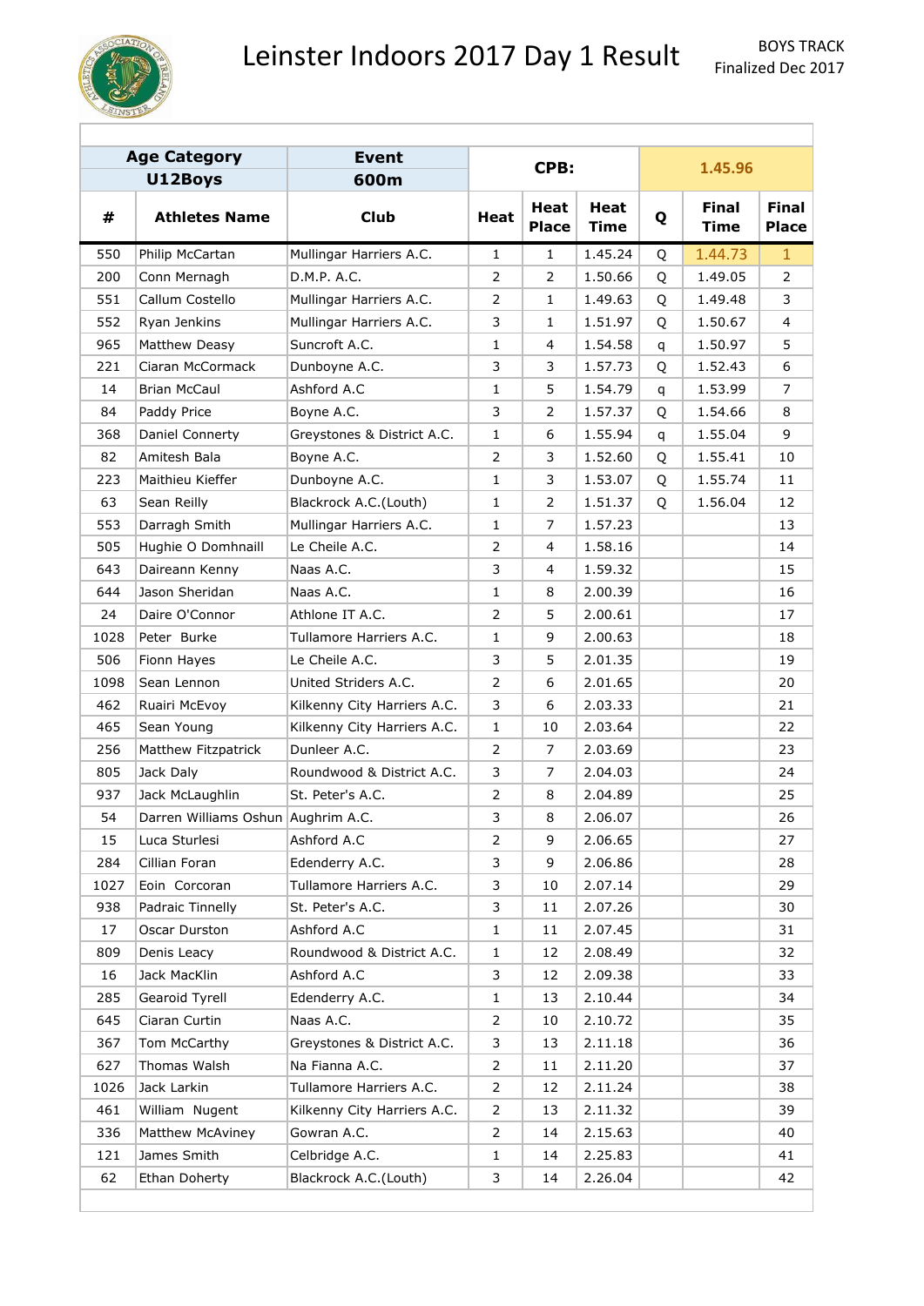# Leinster Indoors 2017 Day 1 Result

BOYS TRACK
Finalized Dec 2017

| Age Category | | Event | CPB: | | | | 1.45.96 | |
|---|---|---|---|---|---|---|---|---|
| U12Boys | | 600m | | | | | | |
| # | Athletes Name | Club | Heat | Heat Place | Heat Time | Q | Final Time | Final Place |
| 550 | Philip McCartan | Mullingar Harriers A.C. | 1 | 1 | 1.45.24 | Q | 1.44.73 | 1 |
| 200 | Conn Mernagh | D.M.P. A.C. | 2 | 2 | 1.50.66 | Q | 1.49.05 | 2 |
| 551 | Callum Costello | Mullingar Harriers A.C. | 2 | 1 | 1.49.63 | Q | 1.49.48 | 3 |
| 552 | Ryan Jenkins | Mullingar Harriers A.C. | 3 | 1 | 1.51.97 | Q | 1.50.67 | 4 |
| 965 | Matthew Deasy | Suncroft A.C. | 1 | 4 | 1.54.58 | q | 1.50.97 | 5 |
| 221 | Ciaran McCormack | Dunboyne A.C. | 3 | 3 | 1.57.73 | Q | 1.52.43 | 6 |
| 14 | Brian McCaul | Ashford A.C | 1 | 5 | 1.54.79 | q | 1.53.99 | 7 |
| 84 | Paddy Price | Boyne A.C. | 3 | 2 | 1.57.37 | Q | 1.54.66 | 8 |
| 368 | Daniel Connerty | Greystones & District A.C. | 1 | 6 | 1.55.94 | q | 1.55.04 | 9 |
| 82 | Amitesh Bala | Boyne A.C. | 2 | 3 | 1.52.60 | Q | 1.55.41 | 10 |
| 223 | Maithieu Kieffer | Dunboyne A.C. | 1 | 3 | 1.53.07 | Q | 1.55.74 | 11 |
| 63 | Sean Reilly | Blackrock A.C.(Louth) | 1 | 2 | 1.51.37 | Q | 1.56.04 | 12 |
| 553 | Darragh Smith | Mullingar Harriers A.C. | 1 | 7 | 1.57.23 | | | 13 |
| 505 | Hughie O Domhnaill | Le Cheile A.C. | 2 | 4 | 1.58.16 | | | 14 |
| 643 | Daireann Kenny | Naas A.C. | 3 | 4 | 1.59.32 | | | 15 |
| 644 | Jason Sheridan | Naas A.C. | 1 | 8 | 2.00.39 | | | 16 |
| 24 | Daire O'Connor | Athlone IT A.C. | 2 | 5 | 2.00.61 | | | 17 |
| 1028 | Peter Burke | Tullamore Harriers A.C. | 1 | 9 | 2.00.63 | | | 18 |
| 506 | Fionn Hayes | Le Cheile A.C. | 3 | 5 | 2.01.35 | | | 19 |
| 1098 | Sean Lennon | United Striders A.C. | 2 | 6 | 2.01.65 | | | 20 |
| 462 | Ruairi McEvoy | Kilkenny City Harriers A.C. | 3 | 6 | 2.03.33 | | | 21 |
| 465 | Sean Young | Kilkenny City Harriers A.C. | 1 | 10 | 2.03.64 | | | 22 |
| 256 | Matthew Fitzpatrick | Dunleer A.C. | 2 | 7 | 2.03.69 | | | 23 |
| 805 | Jack Daly | Roundwood & District A.C. | 3 | 7 | 2.04.03 | | | 24 |
| 937 | Jack McLaughlin | St. Peter's A.C. | 2 | 8 | 2.04.89 | | | 25 |
| 54 | Darren Williams Oshun | Aughrim A.C. | 3 | 8 | 2.06.07 | | | 26 |
| 15 | Luca Sturlesi | Ashford A.C | 2 | 9 | 2.06.65 | | | 27 |
| 284 | Cillian Foran | Edenderry A.C. | 3 | 9 | 2.06.86 | | | 28 |
| 1027 | Eoin Corcoran | Tullamore Harriers A.C. | 3 | 10 | 2.07.14 | | | 29 |
| 938 | Padraic Tinnelly | St. Peter's A.C. | 3 | 11 | 2.07.26 | | | 30 |
| 17 | Oscar Durston | Ashford A.C | 1 | 11 | 2.07.45 | | | 31 |
| 809 | Denis Leacy | Roundwood & District A.C. | 1 | 12 | 2.08.49 | | | 32 |
| 16 | Jack MacKlin | Ashford A.C | 3 | 12 | 2.09.38 | | | 33 |
| 285 | Gearoid Tyrell | Edenderry A.C. | 1 | 13 | 2.10.44 | | | 34 |
| 645 | Ciaran Curtin | Naas A.C. | 2 | 10 | 2.10.72 | | | 35 |
| 367 | Tom McCarthy | Greystones & District A.C. | 3 | 13 | 2.11.18 | | | 36 |
| 627 | Thomas Walsh | Na Fianna A.C. | 2 | 11 | 2.11.20 | | | 37 |
| 1026 | Jack Larkin | Tullamore Harriers A.C. | 2 | 12 | 2.11.24 | | | 38 |
| 461 | William Nugent | Kilkenny City Harriers A.C. | 2 | 13 | 2.11.32 | | | 39 |
| 336 | Matthew McAviney | Gowran A.C. | 2 | 14 | 2.15.63 | | | 40 |
| 121 | James Smith | Celbridge A.C. | 1 | 14 | 2.25.83 | | | 41 |
| 62 | Ethan Doherty | Blackrock A.C.(Louth) | 3 | 14 | 2.26.04 | | | 42 |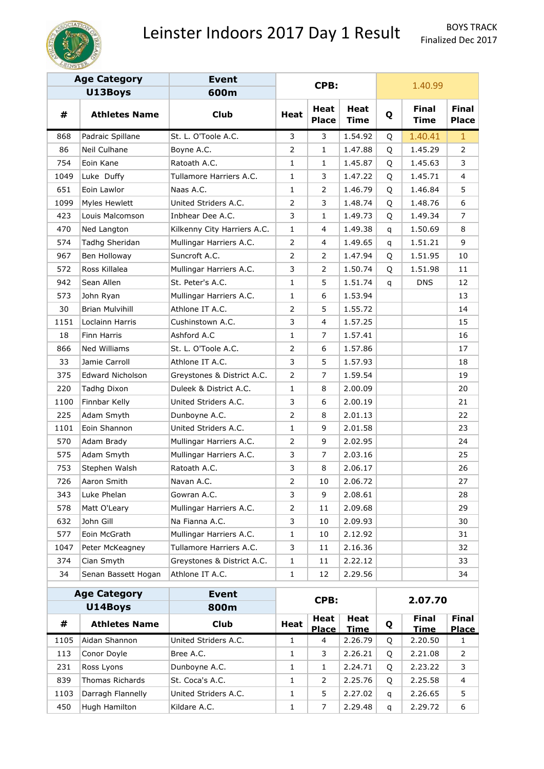# Leinster Indoors 2017 Day 1 Result

BOYS TRACK
Finalized Dec 2017

| Age Category | Event | CPB: | | | 1.40.99 | |
|---|---|---|---|---|---|---|
| U13Boys | 600m | | | | | |

| # | Athletes Name | Club | Heat | Heat Place | Heat Time | Q | Final Time | Final Place |
|---|---|---|---|---|---|---|---|---|
| 868 | Padraic Spillane | St. L. O'Toole A.C. | 3 | 3 | 1.54.92 | Q | 1.40.41 | 1 |
| 86 | Neil Culhane | Boyne A.C. | 2 | 1 | 1.47.88 | Q | 1.45.29 | 2 |
| 754 | Eoin Kane | Ratoath A.C. | 1 | 1 | 1.45.87 | Q | 1.45.63 | 3 |
| 1049 | Luke Duffy | Tullamore Harriers A.C. | 1 | 3 | 1.47.22 | Q | 1.45.71 | 4 |
| 651 | Eoin Lawlor | Naas A.C. | 1 | 2 | 1.46.79 | Q | 1.46.84 | 5 |
| 1099 | Myles Hewlett | United Striders A.C. | 2 | 3 | 1.48.74 | Q | 1.48.76 | 6 |
| 423 | Louis Malcomson | Inbhear Dee A.C. | 3 | 1 | 1.49.73 | Q | 1.49.34 | 7 |
| 470 | Ned Langton | Kilkenny City Harriers A.C. | 1 | 4 | 1.49.38 | q | 1.50.69 | 8 |
| 574 | Tadhg Sheridan | Mullingar Harriers A.C. | 2 | 4 | 1.49.65 | q | 1.51.21 | 9 |
| 967 | Ben Holloway | Suncroft A.C. | 2 | 2 | 1.47.94 | Q | 1.51.95 | 10 |
| 572 | Ross Killalea | Mullingar Harriers A.C. | 3 | 2 | 1.50.74 | Q | 1.51.98 | 11 |
| 942 | Sean Allen | St. Peter's A.C. | 1 | 5 | 1.51.74 | q | DNS | 12 |
| 573 | John Ryan | Mullingar Harriers A.C. | 1 | 6 | 1.53.94 | | | 13 |
| 30 | Brian Mulvihill | Athlone IT A.C. | 2 | 5 | 1.55.72 | | | 14 |
| 1151 | Loclainn Harris | Cushinstown A.C. | 3 | 4 | 1.57.25 | | | 15 |
| 18 | Finn Harris | Ashford A.C | 1 | 7 | 1.57.41 | | | 16 |
| 866 | Ned Williams | St. L. O'Toole A.C. | 2 | 6 | 1.57.86 | | | 17 |
| 33 | Jamie Carroll | Athlone IT A.C. | 3 | 5 | 1.57.93 | | | 18 |
| 375 | Edward Nicholson | Greystones & District A.C. | 2 | 7 | 1.59.54 | | | 19 |
| 220 | Tadhg Dixon | Duleek & District A.C. | 1 | 8 | 2.00.09 | | | 20 |
| 1100 | Finnbar Kelly | United Striders A.C. | 3 | 6 | 2.00.19 | | | 21 |
| 225 | Adam Smyth | Dunboyne A.C. | 2 | 8 | 2.01.13 | | | 22 |
| 1101 | Eoin Shannon | United Striders A.C. | 1 | 9 | 2.01.58 | | | 23 |
| 570 | Adam Brady | Mullingar Harriers A.C. | 2 | 9 | 2.02.95 | | | 24 |
| 575 | Adam Smyth | Mullingar Harriers A.C. | 3 | 7 | 2.03.16 | | | 25 |
| 753 | Stephen Walsh | Ratoath A.C. | 3 | 8 | 2.06.17 | | | 26 |
| 726 | Aaron Smith | Navan A.C. | 2 | 10 | 2.06.72 | | | 27 |
| 343 | Luke Phelan | Gowran A.C. | 3 | 9 | 2.08.61 | | | 28 |
| 578 | Matt O'Leary | Mullingar Harriers A.C. | 2 | 11 | 2.09.68 | | | 29 |
| 632 | John Gill | Na Fianna A.C. | 3 | 10 | 2.09.93 | | | 30 |
| 577 | Eoin McGrath | Mullingar Harriers A.C. | 1 | 10 | 2.12.92 | | | 31 |
| 1047 | Peter McKeagney | Tullamore Harriers A.C. | 3 | 11 | 2.16.36 | | | 32 |
| 374 | Cian Smyth | Greystones & District A.C. | 1 | 11 | 2.22.12 | | | 33 |
| 34 | Senan Bassett Hogan | Athlone IT A.C. | 1 | 12 | 2.29.56 | | | 34 |

| Age Category | Event | CPB: | | | 2.07.70 | |
|---|---|---|---|---|---|---|
| U14Boys | 800m | | | | | |

| # | Athletes Name | Club | Heat | Heat Place | Heat Time | Q | Final Time | Final Place |
|---|---|---|---|---|---|---|---|---|
| 1105 | Aidan Shannon | United Striders A.C. | 1 | 4 | 2.26.79 | Q | 2.20.50 | 1 |
| 113 | Conor Doyle | Bree A.C. | 1 | 3 | 2.26.21 | Q | 2.21.08 | 2 |
| 231 | Ross Lyons | Dunboyne A.C. | 1 | 1 | 2.24.71 | Q | 2.23.22 | 3 |
| 839 | Thomas Richards | St. Coca's A.C. | 1 | 2 | 2.25.76 | Q | 2.25.58 | 4 |
| 1103 | Darragh Flannelly | United Striders A.C. | 1 | 5 | 2.27.02 | q | 2.26.65 | 5 |
| 450 | Hugh Hamilton | Kildare A.C. | 1 | 7 | 2.29.48 | q | 2.29.72 | 6 |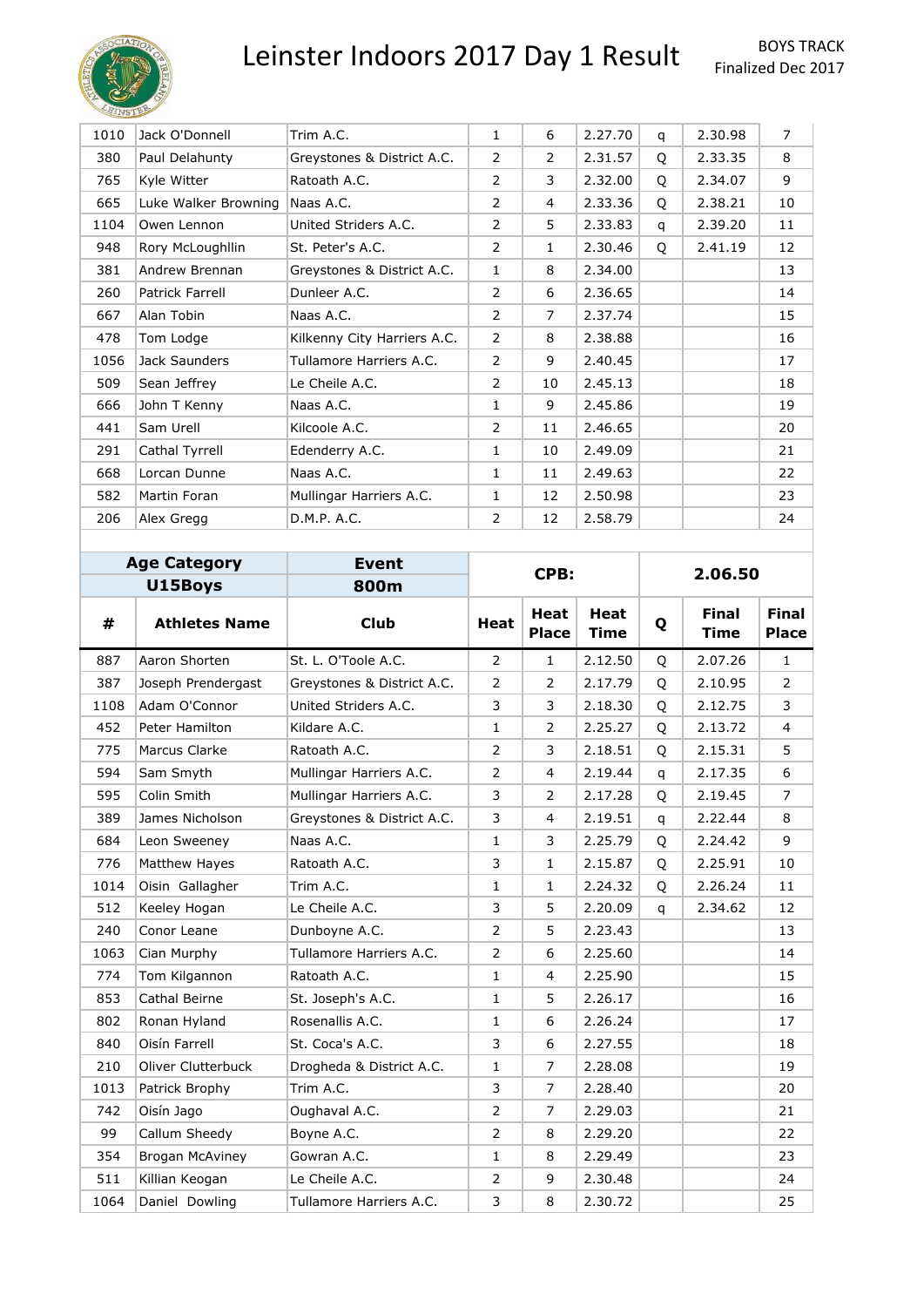# Leinster Indoors 2017 Day 1 Result

BOYS TRACK
Finalized Dec 2017

| | | | | | | | | |
|---|---|---|---|---|---|---|---|---|
| 1010 | Jack O'Donnell | Trim A.C. | 1 | 6 | 2.27.70 | q | 2.30.98 | 7 |
| 380 | Paul Delahunty | Greystones & District A.C. | 2 | 2 | 2.31.57 | Q | 2.33.35 | 8 |
| 765 | Kyle Witter | Ratoath A.C. | 2 | 3 | 2.32.00 | Q | 2.34.07 | 9 |
| 665 | Luke Walker Browning | Naas A.C. | 2 | 4 | 2.33.36 | Q | 2.38.21 | 10 |
| 1104 | Owen Lennon | United Striders A.C. | 2 | 5 | 2.33.83 | q | 2.39.20 | 11 |
| 948 | Rory McLoughllin | St. Peter's A.C. | 2 | 1 | 2.30.46 | Q | 2.41.19 | 12 |
| 381 | Andrew Brennan | Greystones & District A.C. | 1 | 8 | 2.34.00 | | | 13 |
| 260 | Patrick Farrell | Dunleer A.C. | 2 | 6 | 2.36.65 | | | 14 |
| 667 | Alan Tobin | Naas A.C. | 2 | 7 | 2.37.74 | | | 15 |
| 478 | Tom Lodge | Kilkenny City Harriers A.C. | 2 | 8 | 2.38.88 | | | 16 |
| 1056 | Jack Saunders | Tullamore Harriers A.C. | 2 | 9 | 2.40.45 | | | 17 |
| 509 | Sean Jeffrey | Le Cheile A.C. | 2 | 10 | 2.45.13 | | | 18 |
| 666 | John T Kenny | Naas A.C. | 1 | 9 | 2.45.86 | | | 19 |
| 441 | Sam Urell | Kilcoole A.C. | 2 | 11 | 2.46.65 | | | 20 |
| 291 | Cathal Tyrrell | Edenderry A.C. | 1 | 10 | 2.49.09 | | | 21 |
| 668 | Lorcan Dunne | Naas A.C. | 1 | 11 | 2.49.63 | | | 22 |
| 582 | Martin Foran | Mullingar Harriers A.C. | 1 | 12 | 2.50.98 | | | 23 |
| 206 | Alex Gregg | D.M.P. A.C. | 2 | 12 | 2.58.79 | | | 24 |

| Age Category | Event | CPB: | | | | 2.06.50 | |
|---|---|---|---|---|---|---|---|
| U15Boys | 800m | | | | | | |

| # | Athletes Name | Club | Heat | Heat Place | Heat Time | Q | Final Time | Final Place |
|---|---|---|---|---|---|---|---|---|
| 887 | Aaron Shorten | St. L. O'Toole A.C. | 2 | 1 | 2.12.50 | Q | 2.07.26 | 1 |
| 387 | Joseph Prendergast | Greystones & District A.C. | 2 | 2 | 2.17.79 | Q | 2.10.95 | 2 |
| 1108 | Adam O'Connor | United Striders A.C. | 3 | 3 | 2.18.30 | Q | 2.12.75 | 3 |
| 452 | Peter Hamilton | Kildare A.C. | 1 | 2 | 2.25.27 | Q | 2.13.72 | 4 |
| 775 | Marcus Clarke | Ratoath A.C. | 2 | 3 | 2.18.51 | Q | 2.15.31 | 5 |
| 594 | Sam Smyth | Mullingar Harriers A.C. | 2 | 4 | 2.19.44 | q | 2.17.35 | 6 |
| 595 | Colin Smith | Mullingar Harriers A.C. | 3 | 2 | 2.17.28 | Q | 2.19.45 | 7 |
| 389 | James Nicholson | Greystones & District A.C. | 3 | 4 | 2.19.51 | q | 2.22.44 | 8 |
| 684 | Leon Sweeney | Naas A.C. | 1 | 3 | 2.25.79 | Q | 2.24.42 | 9 |
| 776 | Matthew Hayes | Ratoath A.C. | 3 | 1 | 2.15.87 | Q | 2.25.91 | 10 |
| 1014 | Oisin Gallagher | Trim A.C. | 1 | 1 | 2.24.32 | Q | 2.26.24 | 11 |
| 512 | Keeley Hogan | Le Cheile A.C. | 3 | 5 | 2.20.09 | q | 2.34.62 | 12 |
| 240 | Conor Leane | Dunboyne A.C. | 2 | 5 | 2.23.43 | | | 13 |
| 1063 | Cian Murphy | Tullamore Harriers A.C. | 2 | 6 | 2.25.60 | | | 14 |
| 774 | Tom Kilgannon | Ratoath A.C. | 1 | 4 | 2.25.90 | | | 15 |
| 853 | Cathal Beirne | St. Joseph's A.C. | 1 | 5 | 2.26.17 | | | 16 |
| 802 | Ronan Hyland | Rosenallis A.C. | 1 | 6 | 2.26.24 | | | 17 |
| 840 | Oisín Farrell | St. Coca's A.C. | 3 | 6 | 2.27.55 | | | 18 |
| 210 | Oliver Clutterbuck | Drogheda & District A.C. | 1 | 7 | 2.28.08 | | | 19 |
| 1013 | Patrick Brophy | Trim A.C. | 3 | 7 | 2.28.40 | | | 20 |
| 742 | Oisín Jago | Oughaval A.C. | 2 | 7 | 2.29.03 | | | 21 |
| 99 | Callum Sheedy | Boyne A.C. | 2 | 8 | 2.29.20 | | | 22 |
| 354 | Brogan McAviney | Gowran A.C. | 1 | 8 | 2.29.49 | | | 23 |
| 511 | Killian Keogan | Le Cheile A.C. | 2 | 9 | 2.30.48 | | | 24 |
| 1064 | Daniel Dowling | Tullamore Harriers A.C. | 3 | 8 | 2.30.72 | | | 25 |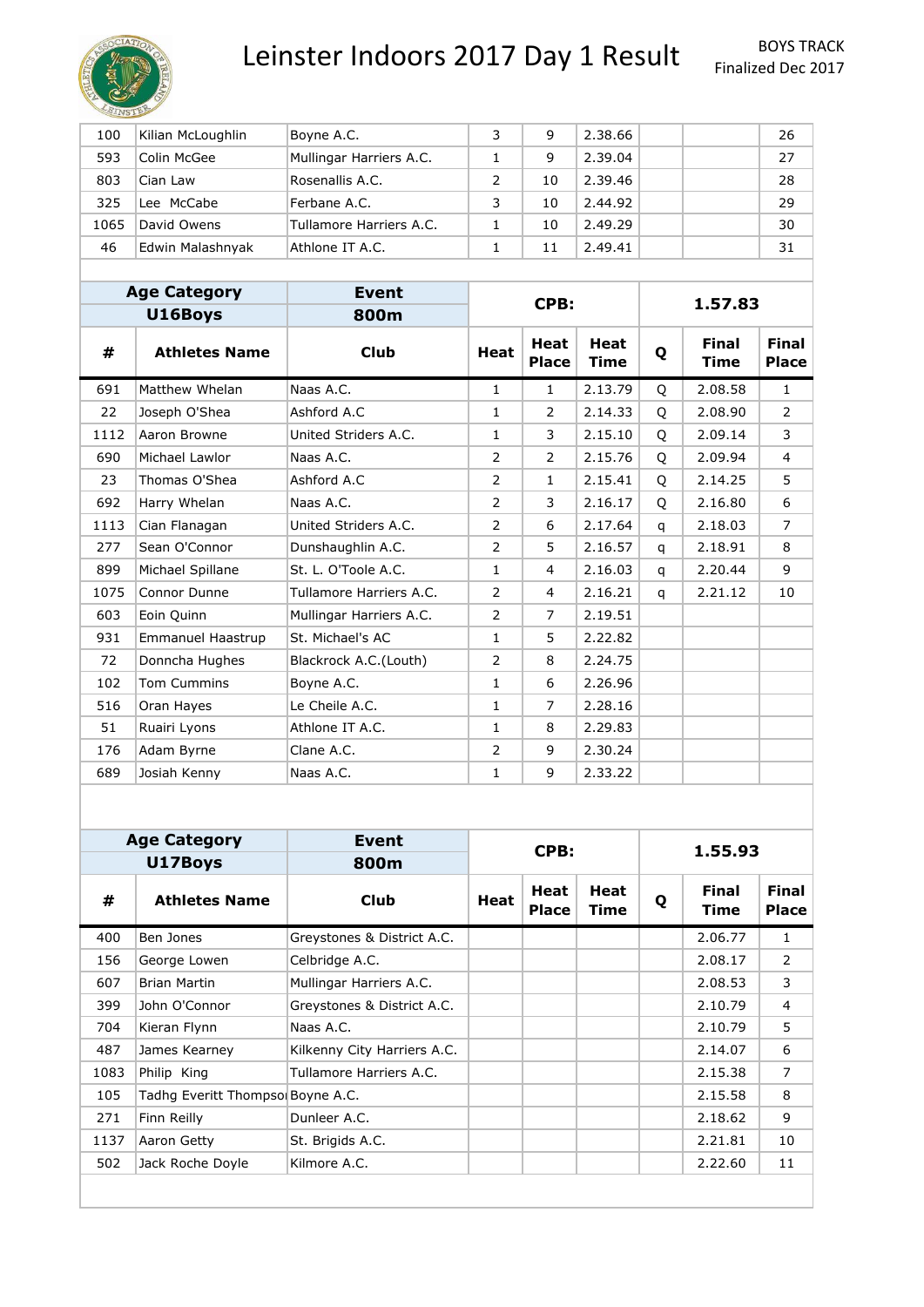# Leinster Indoors 2017 Day 1 Result

BOYS TRACK
Finalized Dec 2017

| # | Athletes Name | Club | Heat | Heat Place | Heat Time | Q | Final Time | Final Place |
|---|---|---|---|---|---|---|---|---|
| 100 | Kilian McLoughlin | Boyne A.C. | 3 | 9 | 2.38.66 | | | 26 |
| 593 | Colin McGee | Mullingar Harriers A.C. | 1 | 9 | 2.39.04 | | | 27 |
| 803 | Cian Law | Rosenallis A.C. | 2 | 10 | 2.39.46 | | | 28 |
| 325 | Lee McCabe | Ferbane A.C. | 3 | 10 | 2.44.92 | | | 29 |
| 1065 | David Owens | Tullamore Harriers A.C. | 1 | 10 | 2.49.29 | | | 30 |
| 46 | Edwin Malashnyak | Athlone IT A.C. | 1 | 11 | 2.49.41 | | | 31 |

| Age Category | Event | CPB: | | | | 1.57.83 | | |
|---|---|---|---|---|---|---|---|---|
| U16Boys | 800m | | | | | | | |
| **#** | **Athletes Name** | **Club** | **Heat** | **Heat Place** | **Heat Time** | **Q** | **Final Time** | **Final Place** |
| 691 | Matthew Whelan | Naas A.C. | 1 | 1 | 2.13.79 | Q | 2.08.58 | 1 |
| 22 | Joseph O'Shea | Ashford A.C | 1 | 2 | 2.14.33 | Q | 2.08.90 | 2 |
| 1112 | Aaron Browne | United Striders A.C. | 1 | 3 | 2.15.10 | Q | 2.09.14 | 3 |
| 690 | Michael Lawlor | Naas A.C. | 2 | 2 | 2.15.76 | Q | 2.09.94 | 4 |
| 23 | Thomas O'Shea | Ashford A.C | 2 | 1 | 2.15.41 | Q | 2.14.25 | 5 |
| 692 | Harry Whelan | Naas A.C. | 2 | 3 | 2.16.17 | Q | 2.16.80 | 6 |
| 1113 | Cian Flanagan | United Striders A.C. | 2 | 6 | 2.17.64 | q | 2.18.03 | 7 |
| 277 | Sean O'Connor | Dunshaughlin A.C. | 2 | 5 | 2.16.57 | q | 2.18.91 | 8 |
| 899 | Michael Spillane | St. L. O'Toole A.C. | 1 | 4 | 2.16.03 | q | 2.20.44 | 9 |
| 1075 | Connor Dunne | Tullamore Harriers A.C. | 2 | 4 | 2.16.21 | q | 2.21.12 | 10 |
| 603 | Eoin Quinn | Mullingar Harriers A.C. | 2 | 7 | 2.19.51 | | | |
| 931 | Emmanuel Haastrup | St. Michael's AC | 1 | 5 | 2.22.82 | | | |
| 72 | Donncha Hughes | Blackrock A.C.(Louth) | 2 | 8 | 2.24.75 | | | |
| 102 | Tom Cummins | Boyne A.C. | 1 | 6 | 2.26.96 | | | |
| 516 | Oran Hayes | Le Cheile A.C. | 1 | 7 | 2.28.16 | | | |
| 51 | Ruairi Lyons | Athlone IT A.C. | 1 | 8 | 2.29.83 | | | |
| 176 | Adam Byrne | Clane A.C. | 2 | 9 | 2.30.24 | | | |
| 689 | Josiah Kenny | Naas A.C. | 1 | 9 | 2.33.22 | | | |

| Age Category | Event | CPB: | | | | 1.55.93 | | |
|---|---|---|---|---|---|---|---|---|
| U17Boys | 800m | | | | | | | |
| **#** | **Athletes Name** | **Club** | **Heat** | **Heat Place** | **Heat Time** | **Q** | **Final Time** | **Final Place** |
| 400 | Ben Jones | Greystones & District A.C. | | | | | 2.06.77 | 1 |
| 156 | George Lowen | Celbridge A.C. | | | | | 2.08.17 | 2 |
| 607 | Brian Martin | Mullingar Harriers A.C. | | | | | 2.08.53 | 3 |
| 399 | John O'Connor | Greystones & District A.C. | | | | | 2.10.79 | 4 |
| 704 | Kieran Flynn | Naas A.C. | | | | | 2.10.79 | 5 |
| 487 | James Kearney | Kilkenny City Harriers A.C. | | | | | 2.14.07 | 6 |
| 1083 | Philip King | Tullamore Harriers A.C. | | | | | 2.15.38 | 7 |
| 105 | Tadhg Everitt Thompsoı | Boyne A.C. | | | | | 2.15.58 | 8 |
| 271 | Finn Reilly | Dunleer A.C. | | | | | 2.18.62 | 9 |
| 1137 | Aaron Getty | St. Brigids A.C. | | | | | 2.21.81 | 10 |
| 502 | Jack Roche Doyle | Kilmore A.C. | | | | | 2.22.60 | 11 |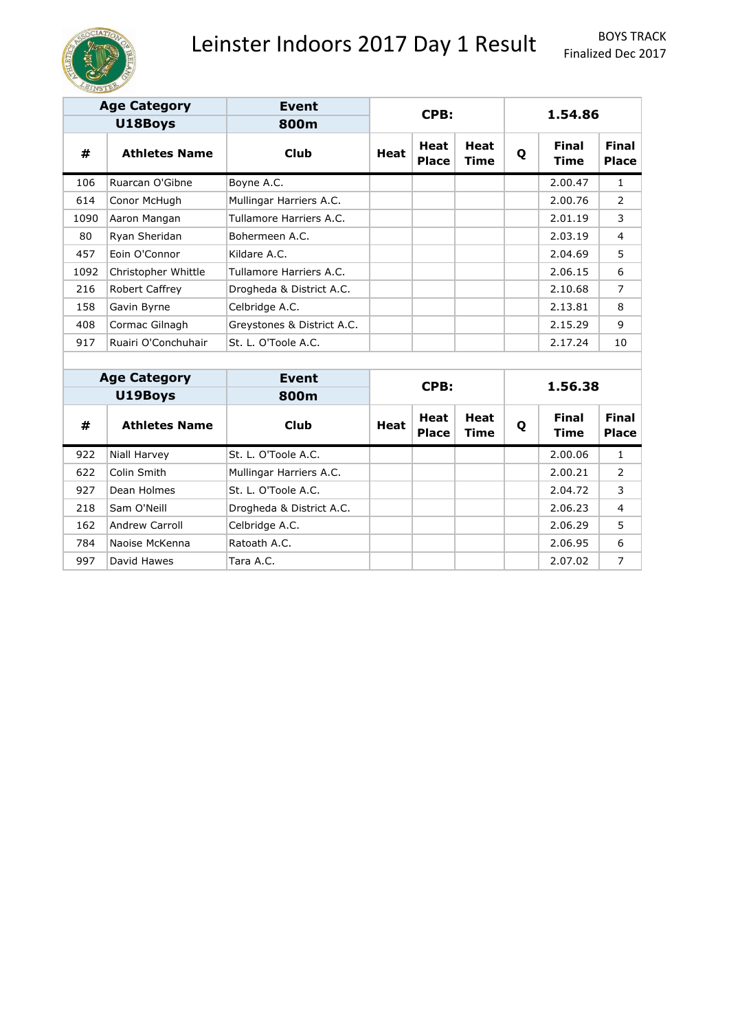# Leinster Indoors 2017 Day 1 Result

BOYS TRACK
Finalized Dec 2017

| Age Category | Event | CPB: | | | 1.54.86 | | |
|---|---|---|---|---|---|---|---|
| U18Boys | 800m | | | | | | |

| # | Athletes Name | Club | Heat | Heat Place | Heat Time | Q | Final Time | Final Place |
|---|---|---|---|---|---|---|---|---|
| 106 | Ruarcan O'Gibne | Boyne A.C. | | | | | 2.00.47 | 1 |
| 614 | Conor McHugh | Mullingar Harriers A.C. | | | | | 2.00.76 | 2 |
| 1090 | Aaron Mangan | Tullamore Harriers A.C. | | | | | 2.01.19 | 3 |
| 80 | Ryan Sheridan | Bohermeen A.C. | | | | | 2.03.19 | 4 |
| 457 | Eoin O'Connor | Kildare A.C. | | | | | 2.04.69 | 5 |
| 1092 | Christopher Whittle | Tullamore Harriers A.C. | | | | | 2.06.15 | 6 |
| 216 | Robert Caffrey | Drogheda & District A.C. | | | | | 2.10.68 | 7 |
| 158 | Gavin Byrne | Celbridge A.C. | | | | | 2.13.81 | 8 |
| 408 | Cormac Gilnagh | Greystones & District A.C. | | | | | 2.15.29 | 9 |
| 917 | Ruairi O'Conchuhair | St. L. O'Toole A.C. | | | | | 2.17.24 | 10 |

| Age Category | Event | CPB: | | | 1.56.38 | | |
|---|---|---|---|---|---|---|---|
| U19Boys | 800m | | | | | | |

| # | Athletes Name | Club | Heat | Heat Place | Heat Time | Q | Final Time | Final Place |
|---|---|---|---|---|---|---|---|---|
| 922 | Niall Harvey | St. L. O'Toole A.C. | | | | | 2.00.06 | 1 |
| 622 | Colin Smith | Mullingar Harriers A.C. | | | | | 2.00.21 | 2 |
| 927 | Dean Holmes | St. L. O'Toole A.C. | | | | | 2.04.72 | 3 |
| 218 | Sam O'Neill | Drogheda & District A.C. | | | | | 2.06.23 | 4 |
| 162 | Andrew Carroll | Celbridge A.C. | | | | | 2.06.29 | 5 |
| 784 | Naoise McKenna | Ratoath A.C. | | | | | 2.06.95 | 6 |
| 997 | David Hawes | Tara A.C. | | | | | 2.07.02 | 7 |